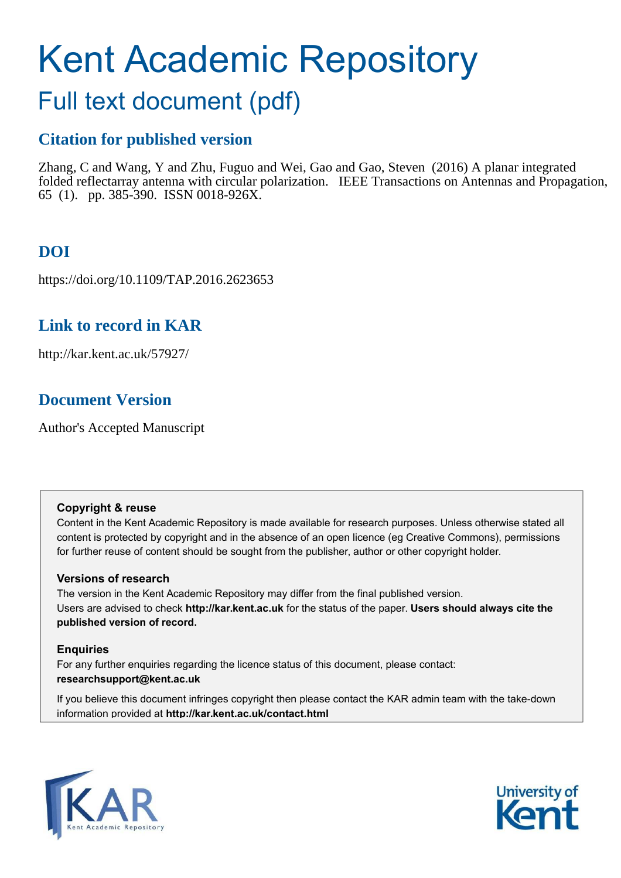# Kent Academic Repository

## Full text document (pdf)

### Citation for published version

Zhang, C and Wang, Y and Zhu, Fuguo and Wei, Gao and Gao, Steven (2016) A planar integrated folded reflectarray antenna with circular polarization. IEEE Transactions on Antennas and Propagation, 65 (1). pp. 385-390. ISSN 0018-926X.

### DOI

https://doi.org/10.1109/TAP.2016.2623653

### Link to record in KAR

http://kar.kent.ac.uk/57927/

### Document Version

Author's Accepted Manuscript

**Copyright & reuse**

Content in the Kent Academic Repository is made available for research purposes. Unless otherwise stated all content is protected by copyright and in the absence of an open licence (eg Creative Commons), permissions for further reuse of content should be sought from the publisher, author or other copyright holder.

**Versions of research**

The version in the Kent Academic Repository may differ from the final published version. Users are advised to check **http://kar.kent.ac.uk** for the status of the paper. **Users should always cite the published version of record.**

**Enquiries**

For any further enquiries regarding the licence status of this document, please contact: **researchsupport@kent.ac.uk**

If you believe this document infringes copyright then please contact the KAR admin team with the take-down information provided at **http://kar.kent.ac.uk/contact.html**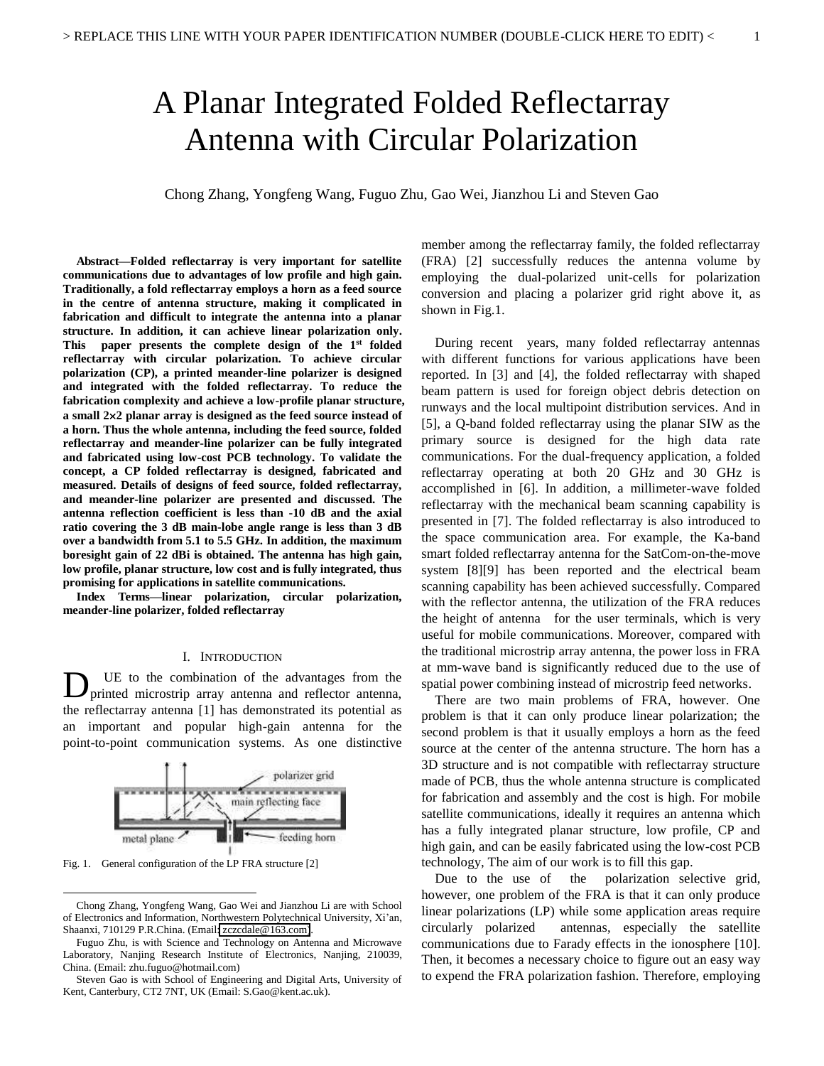# A Planar Integrated Folded Reflectarray Antenna with Circular Polarization

Chong Zhang, Yongfeng Wang, Fuguo Zhu, Gao Wei, Jianzhou Li and Steven Gao

***Abstract*—Folded reflectarray is very important for satellite communications due to advantages of low profile and high gain. Traditionally, a fold reflectarray employs a horn as a feed source in the centre of antenna structure, making it complicated in fabrication and difficult to integrate the antenna into a planar structure. In addition, it can achieve linear polarization only. This paper presents the complete design of the 1st folded reflectarray with circular polarization. To achieve circular polarization (CP), a printed meander-line polarizer is designed and integrated with the folded reflectarray. To reduce the fabrication complexity and achieve a low-profile planar structure, a small 2×2 planar array is designed as the feed source instead of a horn. Thus the whole antenna, including the feed source, folded reflectarray and meander-line polarizer can be fully integrated and fabricated using low-cost PCB technology. To validate the concept, a CP folded reflectarray is designed, fabricated and measured. Details of designs of feed source, folded reflectarray, and meander-line polarizer are presented and discussed. The antenna reflection coefficient is less than -10 dB and the axial ratio covering the 3 dB main-lobe angle range is less than 3 dB over a bandwidth from 5.1 to 5.5 GHz. In addition, the maximum boresight gain of 22 dBi is obtained. The antenna has high gain, low profile, planar structure, low cost and is fully integrated, thus promising for applications in satellite communications.**

***Index Terms*—linear polarization, circular polarization, meander-line polarizer, folded reflectarray**

## I. Introduction

DUE to the combination of the advantages from the printed microstrip array antenna and reflector antenna, the reflectarray antenna [1] has demonstrated its potential as an important and popular high-gain antenna for the point-to-point communication systems. As one distinctive member among the reflectarray family, the folded reflectarray (FRA) [2] successfully reduces the antenna volume by employing the dual-polarized unit-cells for polarization conversion and placing a polarizer grid right above it, as shown in Fig.1.

Fig. 1. General configuration of the LP FRA structure [2]

During recent years, many folded reflectarray antennas with different functions for various applications have been reported. In [3] and [4], the folded reflectarray with shaped beam pattern is used for foreign object debris detection on runways and the local multipoint distribution services. And in [5], a Q-band folded reflectarray using the planar SIW as the primary source is designed for the high data rate communications. For the dual-frequency application, a folded reflectarray operating at both 20 GHz and 30 GHz is accomplished in [6]. In addition, a millimeter-wave folded reflectarray with the mechanical beam scanning capability is presented in [7]. The folded reflectarray is also introduced to the space communication area. For example, the Ka-band smart folded reflectarray antenna for the SatCom-on-the-move system [8][9] has been reported and the electrical beam scanning capability has been achieved successfully. Compared with the reflector antenna, the utilization of the FRA reduces the height of antenna for the user terminals, which is very useful for mobile communications. Moreover, compared with the traditional microstrip array antenna, the power loss in FRA at mm-wave band is significantly reduced due to the use of spatial power combining instead of microstrip feed networks.

There are two main problems of FRA, however. One problem is that it can only produce linear polarization; the second problem is that it usually employs a horn as the feed source at the center of the antenna structure. The horn has a 3D structure and is not compatible with reflectarray structure made of PCB, thus the whole antenna structure is complicated for fabrication and assembly and the cost is high. For mobile satellite communications, ideally it requires an antenna which has a fully integrated planar structure, low profile, CP and high gain, and can be easily fabricated using the low-cost PCB technology, The aim of our work is to fill this gap.

Due to the use of the polarization selective grid, however, one problem of the FRA is that it can only produce linear polarizations (LP) while some application areas require circularly polarized antennas, especially the satellite communications due to Farady effects in the ionosphere [10]. Then, it becomes a necessary choice to figure out an easy way to expend the FRA polarization fashion. Therefore, employing

Chong Zhang, Yongfeng Wang, Gao Wei and Jianzhou Li are with School of Electronics and Information, Northwestern Polytechnical University, Xi'an, Shaanxi, 710129 P.R.China. (Email: zczcdale@163.com).

Fuguo Zhu, is with Science and Technology on Antenna and Microwave Laboratory, Nanjing Research Institute of Electronics, Nanjing, 210039, China. (Email: zhu.fuguo@hotmail.com)

Steven Gao is with School of Engineering and Digital Arts, University of Kent, Canterbury, CT2 7NT, UK (Email: S.Gao@kent.ac.uk).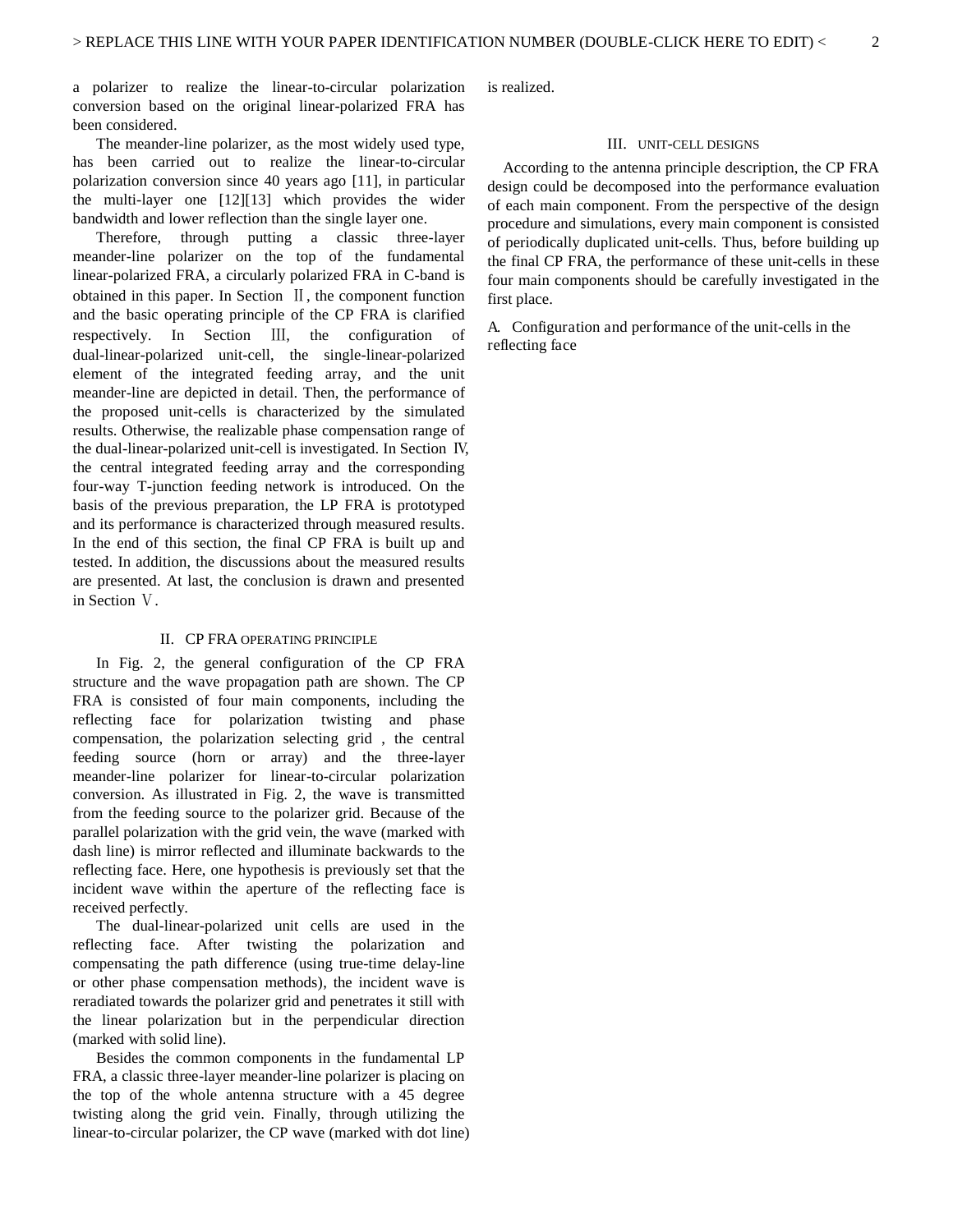a polarizer to realize the linear-to-circular polarization conversion based on the original linear-polarized FRA has been considered.

The meander-line polarizer, as the most widely used type, has been carried out to realize the linear-to-circular polarization conversion since 40 years ago [11], in particular the multi-layer one [12][13] which provides the wider bandwidth and lower reflection than the single layer one.

Therefore, through putting a classic three-layer meander-line polarizer on the top of the fundamental linear-polarized FRA, a circularly polarized FRA in C-band is obtained in this paper. In Section Ⅱ, the component function and the basic operating principle of the CP FRA is clarified respectively. In Section Ⅲ, the configuration of dual-linear-polarized unit-cell, the single-linear-polarized element of the integrated feeding array, and the unit meander-line are depicted in detail. Then, the performance of the proposed unit-cells is characterized by the simulated results. Otherwise, the realizable phase compensation range of the dual-linear-polarized unit-cell is investigated. In Section Ⅳ, the central integrated feeding array and the corresponding four-way T-junction feeding network is introduced. On the basis of the previous preparation, the LP FRA is prototyped and its performance is characterized through measured results. In the end of this section, the final CP FRA is built up and tested. In addition, the discussions about the measured results are presented. At last, the conclusion is drawn and presented in Section Ⅴ.

## II. CP FRA Operating Principle

In Fig. 2, the general configuration of the CP FRA structure and the wave propagation path are shown. The CP FRA is consisted of four main components, including the reflecting face for polarization twisting and phase compensation, the polarization selecting grid , the central feeding source (horn or array) and the three-layer meander-line polarizer for linear-to-circular polarization conversion. As illustrated in Fig. 2, the wave is transmitted from the feeding source to the polarizer grid. Because of the parallel polarization with the grid vein, the wave (marked with dash line) is mirror reflected and illuminate backwards to the reflecting face. Here, one hypothesis is previously set that the incident wave within the aperture of the reflecting face is received perfectly.

The dual-linear-polarized unit cells are used in the reflecting face. After twisting the polarization and compensating the path difference (using true-time delay-line or other phase compensation methods), the incident wave is reradiated towards the polarizer grid and penetrates it still with the linear polarization but in the perpendicular direction (marked with solid line).

Besides the common components in the fundamental LP FRA, a classic three-layer meander-line polarizer is placing on the top of the whole antenna structure with a 45 degree twisting along the grid vein. Finally, through utilizing the linear-to-circular polarizer, the CP wave (marked with dot line) is realized.

## III. Unit-Cell Designs

According to the antenna principle description, the CP FRA design could be decomposed into the performance evaluation of each main component. From the perspective of the design procedure and simulations, every main component is consisted of periodically duplicated unit-cells. Thus, before building up the final CP FRA, the performance of these unit-cells in these four main components should be carefully investigated in the first place.

### A. Configuration and performance of the unit-cells in the reflecting face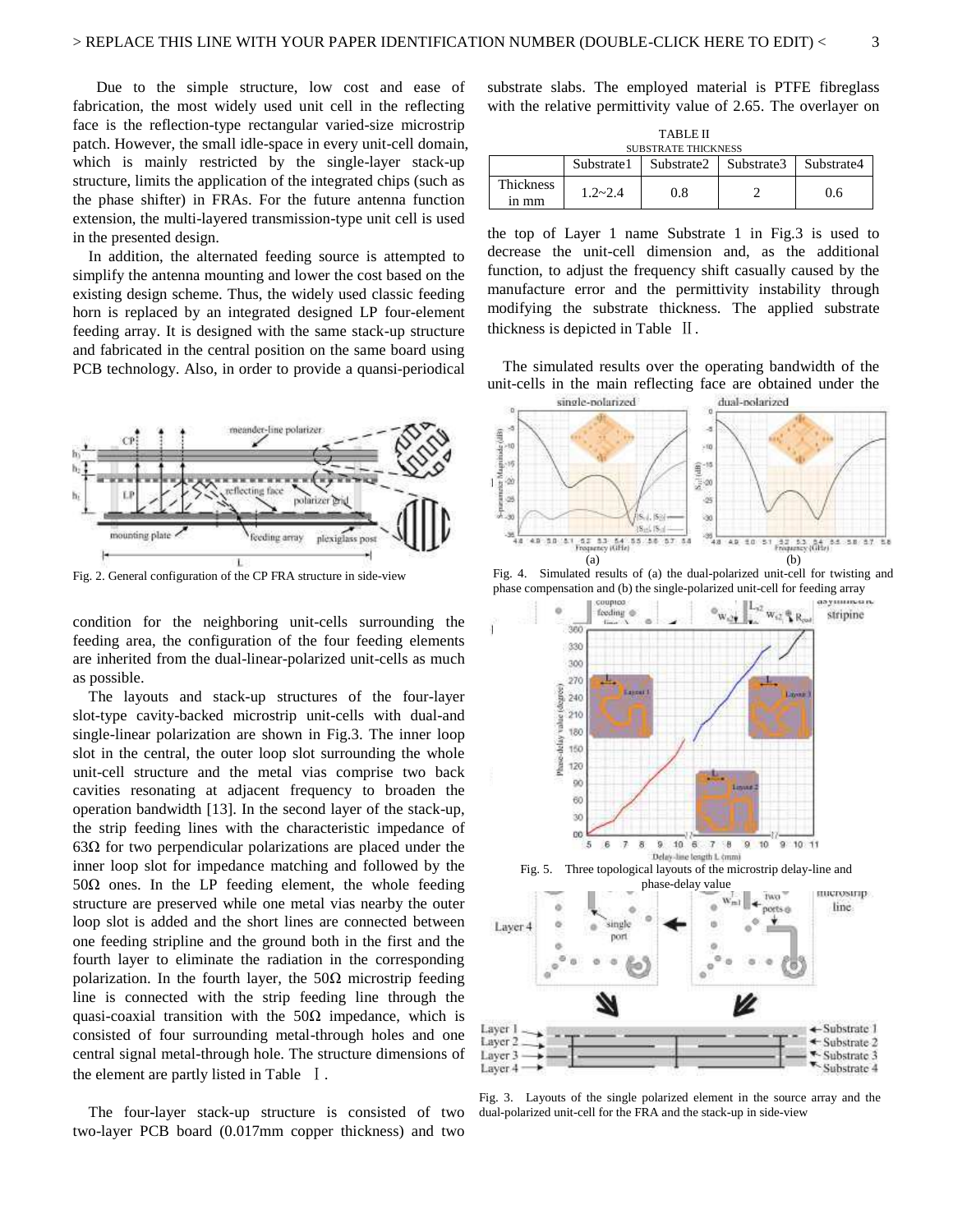Due to the simple structure, low cost and ease of fabrication, the most widely used unit cell in the reflecting face is the reflection-type rectangular varied-size microstrip patch. However, the small idle-space in every unit-cell domain, which is mainly restricted by the single-layer stack-up structure, limits the application of the integrated chips (such as the phase shifter) in FRAs. For the future antenna function extension, the multi-layered transmission-type unit cell is used in the presented design.

In addition, the alternated feeding source is attempted to simplify the antenna mounting and lower the cost based on the existing design scheme. Thus, the widely used classic feeding horn is replaced by an integrated designed LP four-element feeding array. It is designed with the same stack-up structure and fabricated in the central position on the same board using PCB technology. Also, in order to provide a quansi-periodical condition for the neighboring unit-cells surrounding the feeding area, the configuration of the four feeding elements are inherited from the dual-linear-polarized unit-cells as much as possible.

Fig. 2. General configuration of the CP FRA structure in side-view

The layouts and stack-up structures of the four-layer slot-type cavity-backed microstrip unit-cells with dual-and single-linear polarization are shown in Fig.3. The inner loop slot in the central, the outer loop slot surrounding the whole unit-cell structure and the metal vias comprise two back cavities resonating at adjacent frequency to broaden the operation bandwidth [13]. In the second layer of the stack-up, the strip feeding lines with the characteristic impedance of 63Ω for two perpendicular polarizations are placed under the inner loop slot for impedance matching and followed by the 50Ω ones. In the LP feeding element, the whole feeding structure are preserved while one metal vias nearby the outer loop slot is added and the short lines are connected between one feeding stripline and the ground both in the first and the fourth layer to eliminate the radiation in the corresponding polarization. In the fourth layer, the 50Ω microstrip feeding line is connected with the strip feeding line through the quasi-coaxial transition with the 50Ω impedance, which is consisted of four surrounding metal-through holes and one central signal metal-through hole. The structure dimensions of the element are partly listed in Table Ⅰ.

The four-layer stack-up structure is consisted of two two-layer PCB board (0.017mm copper thickness) and two substrate slabs. The employed material is PTFE fibreglass with the relative permittivity value of 2.65. The overlayer on the top of Layer 1 name Substrate 1 in Fig.3 is used to decrease the unit-cell dimension and, as the additional function, to adjust the frequency shift casually caused by the manufacture error and the permittivity instability through modifying the substrate thickness. The applied substrate thickness is depicted in Table Ⅱ.

TABLE II
SUBSTRATE THICKNESS

| | Substrate1 | Substrate2 | Substrate3 | Substrate4 |
|---|---|---|---|---|
| Thickness in mm | 1.2~2.4 | 0.8 | 2 | 0.6 |

The simulated results over the operating bandwidth of the unit-cells in the main reflecting face are obtained under the

Fig. 4. Simulated results of (a) the dual-polarized unit-cell for twisting and phase compensation and (b) the single-polarized unit-cell for feeding array

Fig. 5. Three topological layouts of the microstrip delay-line and phase-delay value

Fig. 3. Layouts of the single polarized element in the source array and the dual-polarized unit-cell for the FRA and the stack-up in side-view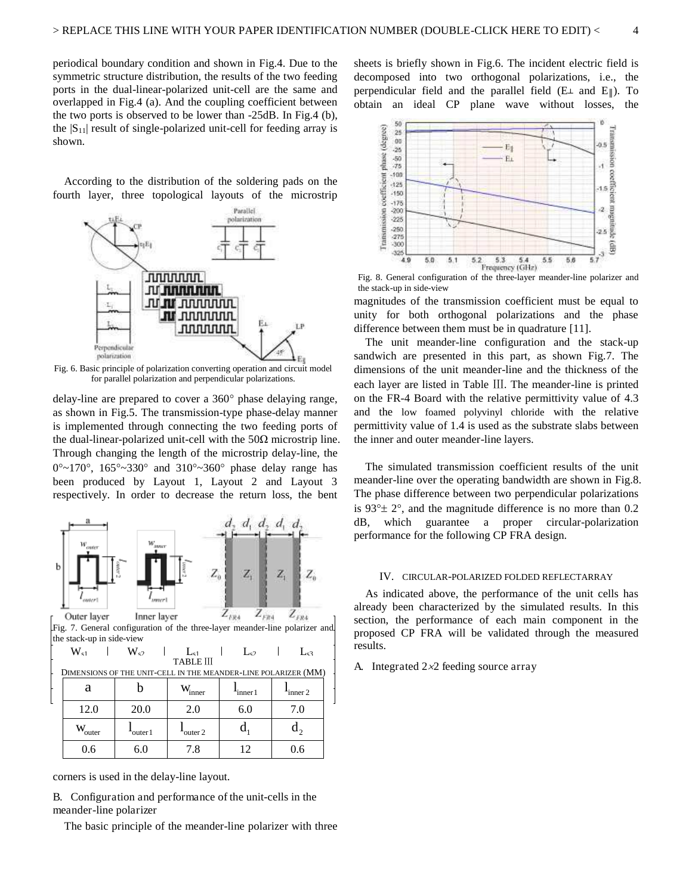periodical boundary condition and shown in Fig.4. Due to the symmetric structure distribution, the results of the two feeding ports in the dual-linear-polarized unit-cell are the same and overlapped in Fig.4 (a). And the coupling coefficient between the two ports is observed to be lower than -25dB. In Fig.4 (b), the $|S_{11}|$ result of single-polarized unit-cell for feeding array is shown.

According to the distribution of the soldering pads on the fourth layer, three topological layouts of the microstrip delay-line are prepared to cover a 360° phase delaying range, as shown in Fig.5. The transmission-type phase-delay manner is implemented through connecting the two feeding ports of the dual-linear-polarized unit-cell with the 50Ω microstrip line. Through changing the length of the microstrip delay-line, the 0°~170°, 165°~330° and 310°~360° phase delay range has been produced by Layout 1, Layout 2 and Layout 3 respectively. In order to decrease the return loss, the bent corners is used in the delay-line layout.

Fig. 6. Basic principle of polarization converting operation and circuit model for parallel polarization and perpendicular polarizations.

Fig. 7. General configuration of the three-layer meander-line polarizer and the stack-up in side-view

TABLE III

DIMENSIONS OF THE UNIT-CELL IN THE MEANDER-LINE POLARIZER (MM)

| a | b | $w_{inner}$ | $l_{inner1}$ | $l_{inner2}$ |
|---|---|---|---|---|
| 12.0 | 20.0 | 2.0 | 6.0 | 7.0 |
| $w_{outer}$ | $l_{outer1}$ | $l_{outer2}$ | $d_1$ | $d_2$ |
| 0.6 | 6.0 | 7.8 | 12 | 0.6 |

## B. Configuration and performance of the unit-cells in the meander-line polarizer

The basic principle of the meander-line polarizer with three sheets is briefly shown in Fig.6. The incident electric field is decomposed into two orthogonal polarizations, i.e., the perpendicular field and the parallel field ($E_{\perp}$ and $E_{\parallel}$). To obtain an ideal CP plane wave without losses, the magnitudes of the transmission coefficient must be equal to unity for both orthogonal polarizations and the phase difference between them must be in quadrature [11].

Fig. 8. General configuration of the three-layer meander-line polarizer and the stack-up in side-view

The unit meander-line configuration and the stack-up sandwich are presented in this part, as shown Fig.7. The dimensions of the unit meander-line and the thickness of the each layer are listed in Table III. The meander-line is printed on the FR-4 Board with the relative permittivity value of 4.3 and the low foamed polyvinyl chloride with the relative permittivity value of 1.4 is used as the substrate slabs between the inner and outer meander-line layers.

The simulated transmission coefficient results of the unit meander-line over the operating bandwidth are shown in Fig.8. The phase difference between two perpendicular polarizations is 93°± 2°, and the magnitude difference is no more than 0.2 dB, which guarantee a proper circular-polarization performance for the following CP FRA design.

# IV. CIRCULAR-POLARIZED FOLDED REFLECTARRAY

As indicated above, the performance of the unit cells has already been characterized by the simulated results. In this section, the performance of each main component in the proposed CP FRA will be validated through the measured results.

## A. Integrated 2×2 feeding source array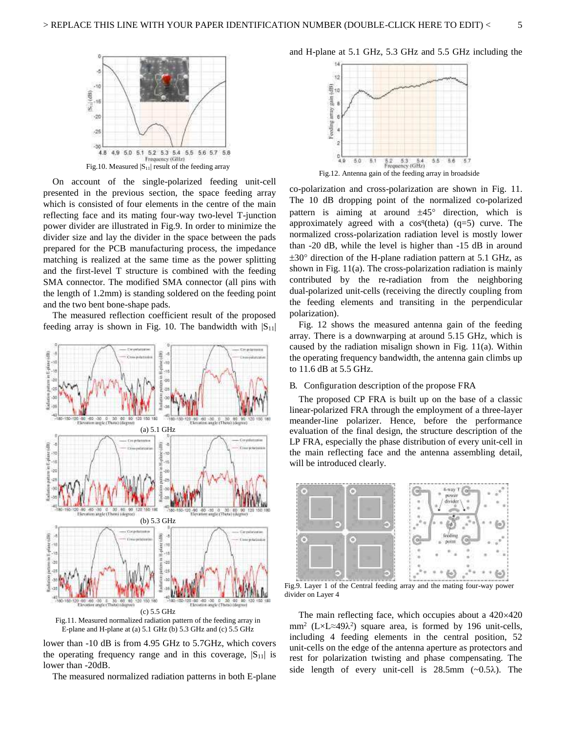Fig.10. Measured $|S_{11}|$ result of the feeding array

On account of the single-polarized feeding unit-cell presented in the previous section, the space feeding array which is consisted of four elements in the centre of the main reflecting face and its mating four-way two-level T-junction power divider are illustrated in Fig.9. In order to minimize the divider size and lay the divider in the space between the pads prepared for the PCB manufacturing process, the impedance matching is realized at the same time as the power splitting and the first-level T structure is combined with the feeding SMA connector. The modified SMA connector (all pins with the length of 1.2mm) is standing soldered on the feeding point and the two bent bone-shape pads.

The measured reflection coefficient result of the proposed feeding array is shown in Fig. 10. The bandwidth with $|S_{11}|$ lower than -10 dB is from 4.95 GHz to 5.7GHz, which covers the operating frequency range and in this coverage, $|S_{11}|$ is lower than -20dB.

Fig.11. Measured normalized radiation pattern of the feeding array in E-plane and H-plane at (a) 5.1 GHz (b) 5.3 GHz and (c) 5.5 GHz

The measured normalized radiation patterns in both E-plane and H-plane at 5.1 GHz, 5.3 GHz and 5.5 GHz including the co-polarization and cross-polarization are shown in Fig. 11. The 10 dB dropping point of the normalized co-polarized pattern is aiming at around ±45° direction, which is approximately agreed with a $\cos^q(\theta)$ (q=5) curve. The normalized cross-polarization radiation level is mostly lower than -20 dB, while the level is higher than -15 dB in around ±30° direction of the H-plane radiation pattern at 5.1 GHz, as shown in Fig. 11(a). The cross-polarization radiation is mainly contributed by the re-radiation from the neighboring dual-polarized unit-cells (receiving the directly coupling from the feeding elements and transiting in the perpendicular polarization).

Fig.12. Antenna gain of the feeding array in broadside

Fig. 12 shows the measured antenna gain of the feeding array. There is a downwarping at around 5.15 GHz, which is caused by the radiation misalign shown in Fig. 11(a). Within the operating frequency bandwidth, the antenna gain climbs up to 11.6 dB at 5.5 GHz.

## B. Configuration description of the propose FRA

The proposed CP FRA is built up on the base of a classic linear-polarized FRA through the employment of a three-layer meander-line polarizer. Hence, before the performance evaluation of the final design, the structure description of the LP FRA, especially the phase distribution of every unit-cell in the main reflecting face and the antenna assembling detail, will be introduced clearly.

Fig.9. Layer 1 of the Central feeding array and the mating four-way power divider on Layer 4

The main reflecting face, which occupies about a 420×420 mm² (L×L≈49λ²) square area, is formed by 196 unit-cells, including 4 feeding elements in the central position, 52 unit-cells on the edge of the antenna aperture as protectors and rest for polarization twisting and phase compensating. The side length of every unit-cell is 28.5mm (~0.5λ). The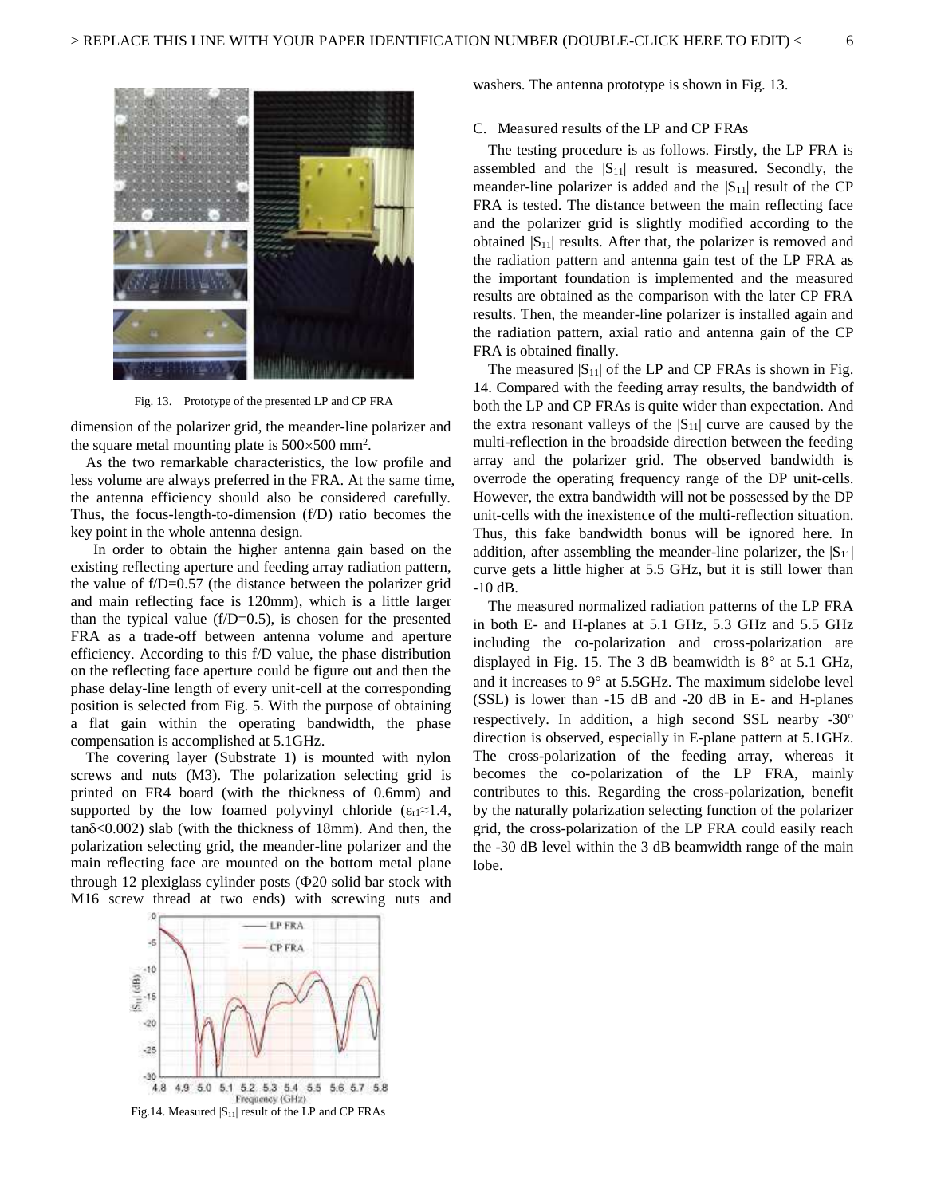Fig. 13. Prototype of the presented LP and CP FRA

dimension of the polarizer grid, the meander-line polarizer and the square metal mounting plate is 500×500 mm$^2$.

As the two remarkable characteristics, the low profile and less volume are always preferred in the FRA. At the same time, the antenna efficiency should also be considered carefully. Thus, the focus-length-to-dimension (f/D) ratio becomes the key point in the whole antenna design.

In order to obtain the higher antenna gain based on the existing reflecting aperture and feeding array radiation pattern, the value of f/D=0.57 (the distance between the polarizer grid and main reflecting face is 120mm), which is a little larger than the typical value (f/D=0.5), is chosen for the presented FRA as a trade-off between antenna volume and aperture efficiency. According to this f/D value, the phase distribution on the reflecting face aperture could be figure out and then the phase delay-line length of every unit-cell at the corresponding position is selected from Fig. 5. With the purpose of obtaining a flat gain within the operating bandwidth, the phase compensation is accomplished at 5.1GHz.

The covering layer (Substrate 1) is mounted with nylon screws and nuts (M3). The polarization selecting grid is printed on FR4 board (with the thickness of 0.6mm) and supported by the low foamed polyvinyl chloride ($\varepsilon_{r1}$≈1.4, tanδ<0.002) slab (with the thickness of 18mm). And then, the polarization selecting grid, the meander-line polarizer and the main reflecting face are mounted on the bottom metal plane through 12 plexiglass cylinder posts (Φ20 solid bar stock with M16 screw thread at two ends) with screwing nuts and washers. The antenna prototype is shown in Fig. 13.

Fig.14. Measured $|S_{11}|$ result of the LP and CP FRAs

## C. Measured results of the LP and CP FRAs

The testing procedure is as follows. Firstly, the LP FRA is assembled and the $|S_{11}|$ result is measured. Secondly, the meander-line polarizer is added and the $|S_{11}|$ result of the CP FRA is tested. The distance between the main reflecting face and the polarizer grid is slightly modified according to the obtained $|S_{11}|$ results. After that, the polarizer is removed and the radiation pattern and antenna gain test of the LP FRA as the important foundation is implemented and the measured results are obtained as the comparison with the later CP FRA results. Then, the meander-line polarizer is installed again and the radiation pattern, axial ratio and antenna gain of the CP FRA is obtained finally.

The measured $|S_{11}|$ of the LP and CP FRAs is shown in Fig. 14. Compared with the feeding array results, the bandwidth of both the LP and CP FRAs is quite wider than expectation. And the extra resonant valleys of the $|S_{11}|$ curve are caused by the multi-reflection in the broadside direction between the feeding array and the polarizer grid. The observed bandwidth is overrode the operating frequency range of the DP unit-cells. However, the extra bandwidth will not be possessed by the DP unit-cells with the inexistence of the multi-reflection situation. Thus, this fake bandwidth bonus will be ignored here. In addition, after assembling the meander-line polarizer, the $|S_{11}|$ curve gets a little higher at 5.5 GHz, but it is still lower than -10 dB.

The measured normalized radiation patterns of the LP FRA in both E- and H-planes at 5.1 GHz, 5.3 GHz and 5.5 GHz including the co-polarization and cross-polarization are displayed in Fig. 15. The 3 dB beamwidth is 8° at 5.1 GHz, and it increases to 9° at 5.5GHz. The maximum sidelobe level (SSL) is lower than -15 dB and -20 dB in E- and H-planes respectively. In addition, a high second SSL nearby -30° direction is observed, especially in E-plane pattern at 5.1GHz. The cross-polarization of the feeding array, whereas it becomes the co-polarization of the LP FRA, mainly contributes to this. Regarding the cross-polarization, benefit by the naturally polarization selecting function of the polarizer grid, the cross-polarization of the LP FRA could easily reach the -30 dB level within the 3 dB beamwidth range of the main lobe.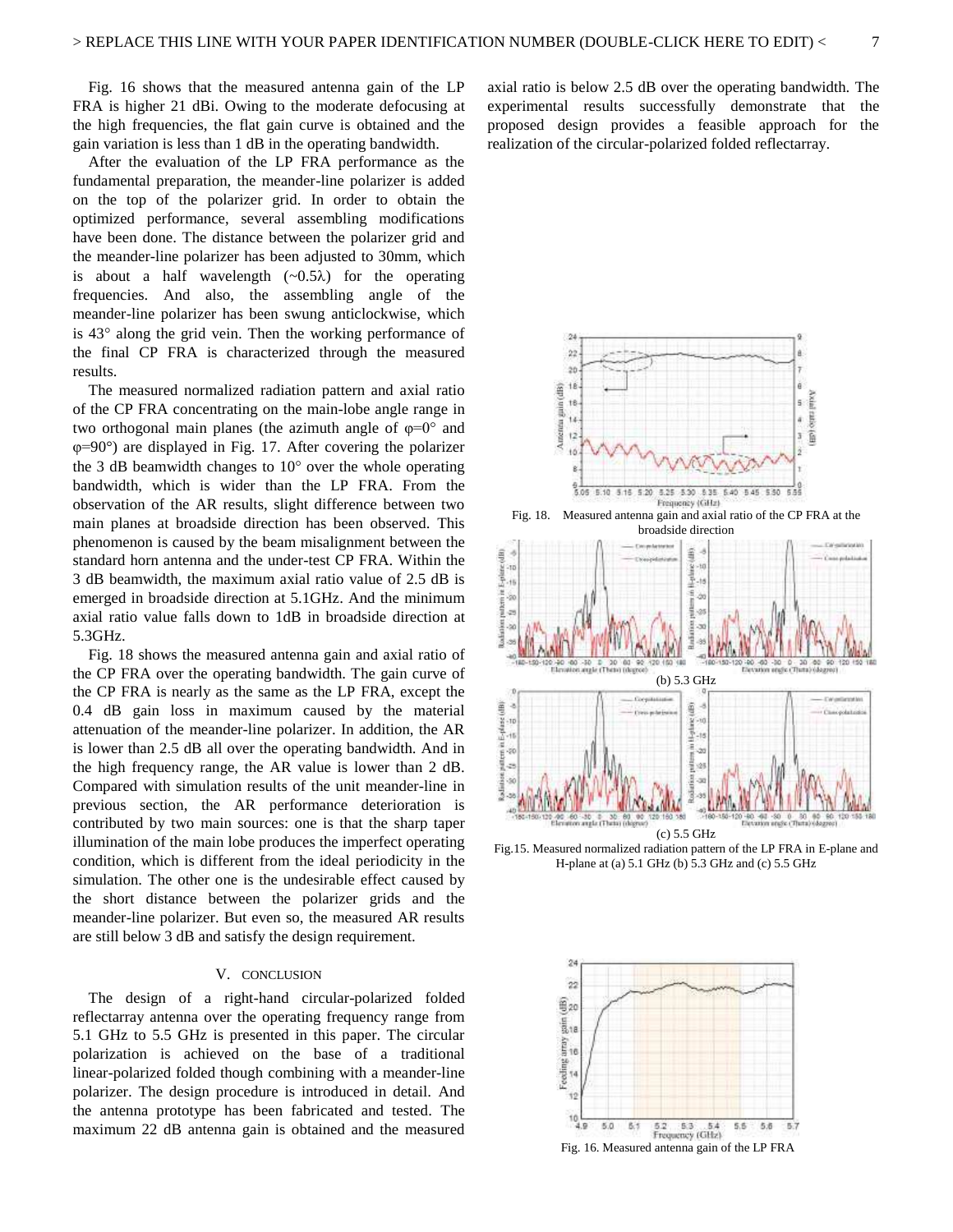Fig. 16 shows that the measured antenna gain of the LP FRA is higher 21 dBi. Owing to the moderate defocusing at the high frequencies, the flat gain curve is obtained and the gain variation is less than 1 dB in the operating bandwidth.

After the evaluation of the LP FRA performance as the fundamental preparation, the meander-line polarizer is added on the top of the polarizer grid. In order to obtain the optimized performance, several assembling modifications have been done. The distance between the polarizer grid and the meander-line polarizer has been adjusted to 30mm, which is about a half wavelength (~0.5λ) for the operating frequencies. And also, the assembling angle of the meander-line polarizer has been swung anticlockwise, which is 43° along the grid vein. Then the working performance of the final CP FRA is characterized through the measured results.

The measured normalized radiation pattern and axial ratio of the CP FRA concentrating on the main-lobe angle range in two orthogonal main planes (the azimuth angle of φ=0° and φ=90°) are displayed in Fig. 17. After covering the polarizer the 3 dB beamwidth changes to 10° over the whole operating bandwidth, which is wider than the LP FRA. From the observation of the AR results, slight difference between two main planes at broadside direction has been observed. This phenomenon is caused by the beam misalignment between the standard horn antenna and the under-test CP FRA. Within the 3 dB beamwidth, the maximum axial ratio value of 2.5 dB is emerged in broadside direction at 5.1GHz. And the minimum axial ratio value falls down to 1dB in broadside direction at 5.3GHz.

Fig. 18 shows the measured antenna gain and axial ratio of the CP FRA over the operating bandwidth. The gain curve of the CP FRA is nearly as the same as the LP FRA, except the 0.4 dB gain loss in maximum caused by the material attenuation of the meander-line polarizer. In addition, the AR is lower than 2.5 dB all over the operating bandwidth. And in the high frequency range, the AR value is lower than 2 dB. Compared with simulation results of the unit meander-line in previous section, the AR performance deterioration is contributed by two main sources: one is that the sharp taper illumination of the main lobe produces the imperfect operating condition, which is different from the ideal periodicity in the simulation. The other one is the undesirable effect caused by the short distance between the polarizer grids and the meander-line polarizer. But even so, the measured AR results are still below 3 dB and satisfy the design requirement.

## V. Conclusion

The design of a right-hand circular-polarized folded reflectarray antenna over the operating frequency range from 5.1 GHz to 5.5 GHz is presented in this paper. The circular polarization is achieved on the base of a traditional linear-polarized folded though combining with a meander-line polarizer. The design procedure is introduced in detail. And the antenna prototype has been fabricated and tested. The maximum 22 dB antenna gain is obtained and the measured axial ratio is below 2.5 dB over the operating bandwidth. The experimental results successfully demonstrate that the proposed design provides a feasible approach for the realization of the circular-polarized folded reflectarray.

Fig. 18. Measured antenna gain and axial ratio of the CP FRA at the broadside direction

(b) 5.3 GHz

(c) 5.5 GHz

Fig.15. Measured normalized radiation pattern of the LP FRA in E-plane and H-plane at (a) 5.1 GHz (b) 5.3 GHz and (c) 5.5 GHz

Fig. 16. Measured antenna gain of the LP FRA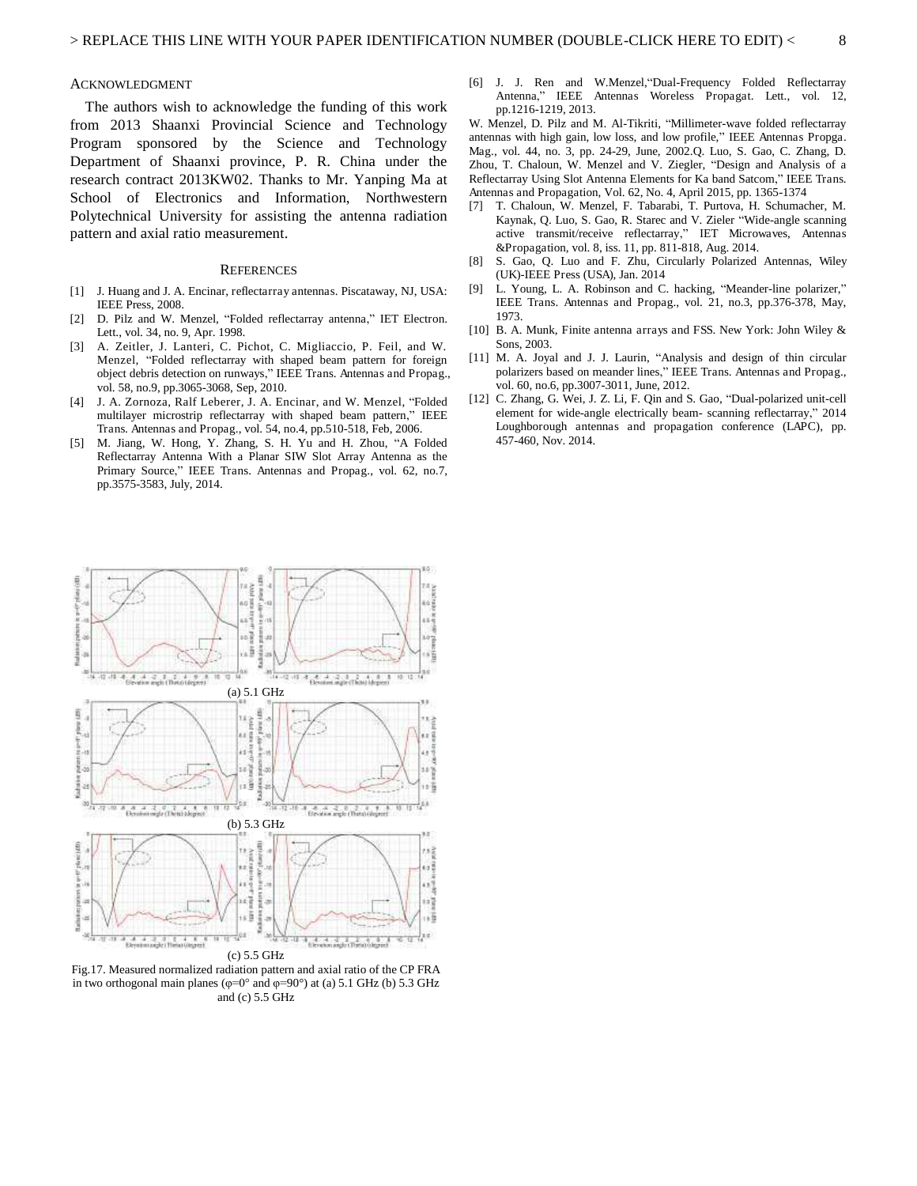## ACKNOWLEDGMENT

The authors wish to acknowledge the funding of this work from 2013 Shaanxi Provincial Science and Technology Program sponsored by the Science and Technology Department of Shaanxi province, P. R. China under the research contract 2013KW02. Thanks to Mr. Yanping Ma at School of Electronics and Information, Northwestern Polytechnical University for assisting the antenna radiation pattern and axial ratio measurement.

## REFERENCES

[1] J. Huang and J. A. Encinar, reflectarray antennas. Piscataway, NJ, USA: IEEE Press, 2008.

[2] D. Pilz and W. Menzel, "Folded reflectarray antenna," IET Electron. Lett., vol. 34, no. 9, Apr. 1998.

[3] A. Zeitler, J. Lanteri, C. Pichot, C. Migliaccio, P. Feil, and W. Menzel, "Folded reflectarray with shaped beam pattern for foreign object debris detection on runways," IEEE Trans. Antennas and Propag., vol. 58, no.9, pp.3065-3068, Sep, 2010.

[4] J. A. Zornoza, Ralf Leberer, J. A. Encinar, and W. Menzel, "Folded multilayer microstrip reflectarray with shaped beam pattern," IEEE Trans. Antennas and Propag., vol. 54, no.4, pp.510-518, Feb, 2006.

[5] M. Jiang, W. Hong, Y. Zhang, S. H. Yu and H. Zhou, "A Folded Reflectarray Antenna With a Planar SIW Slot Array Antenna as the Primary Source," IEEE Trans. Antennas and Propag., vol. 62, no.7, pp.3575-3583, July, 2014.

[6] J. J. Ren and W.Menzel,"Dual-Frequency Folded Reflectarray Antenna," IEEE Antennas Woreless Propagat. Lett., vol. 12, pp.1216-1219, 2013.

W. Menzel, D. Pilz and M. Al-Tikriti, "Millimeter-wave folded reflectarray antennas with high gain, low loss, and low profile," IEEE Antennas Propga. Mag., vol. 44, no. 3, pp. 24-29, June, 2002.Q. Luo, S. Gao, C. Zhang, D. Zhou, T. Chaloun, W. Menzel and V. Ziegler, "Design and Analysis of a Reflectarray Using Slot Antenna Elements for Ka band Satcom," IEEE Trans. Antennas and Propagation, Vol. 62, No. 4, April 2015, pp. 1365-1374

[7] T. Chaloun, W. Menzel, F. Tabarabi, T. Purtova, H. Schumacher, M. Kaynak, Q. Luo, S. Gao, R. Starec and V. Zieler "Wide-angle scanning active transmit/receive reflectarray," IET Microwaves, Antennas &Propagation, vol. 8, iss. 11, pp. 811-818, Aug. 2014.

[8] S. Gao, Q. Luo and F. Zhu, Circularly Polarized Antennas, Wiley (UK)-IEEE Press (USA), Jan. 2014

[9] L. Young, L. A. Robinson and C. hacking, "Meander-line polarizer," IEEE Trans. Antennas and Propag., vol. 21, no.3, pp.376-378, May, 1973.

[10] B. A. Munk, Finite antenna arrays and FSS. New York: John Wiley & Sons, 2003.

[11] M. A. Joyal and J. J. Laurin, "Analysis and design of thin circular polarizers based on meander lines," IEEE Trans. Antennas and Propag., vol. 60, no.6, pp.3007-3011, June, 2012.

[12] C. Zhang, G. Wei, J. Z. Li, F. Qin and S. Gao, "Dual-polarized unit-cell element for wide-angle electrically beam- scanning reflectarray," 2014 Loughborough antennas and propagation conference (LAPC), pp. 457-460, Nov. 2014.

(a) 5.1 GHz

(b) 5.3 GHz

(c) 5.5 GHz

Fig.17. Measured normalized radiation pattern and axial ratio of the CP FRA in two orthogonal main planes (φ=0° and φ=90°) at (a) 5.1 GHz (b) 5.3 GHz and (c) 5.5 GHz